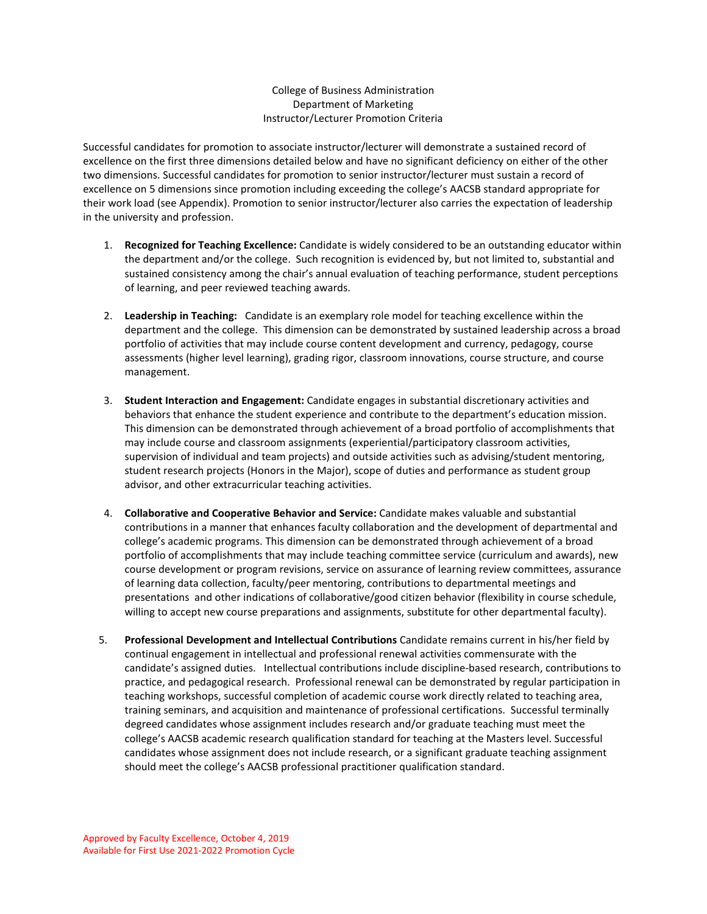# College of Business Administration
## Department of Marketing
## Instructor/Lecturer Promotion Criteria

Successful candidates for promotion to associate instructor/lecturer will demonstrate a sustained record of excellence on the first three dimensions detailed below and have no significant deficiency on either of the other two dimensions. Successful candidates for promotion to senior instructor/lecturer must sustain a record of excellence on 5 dimensions since promotion including exceeding the college's AACSB standard appropriate for their work load (see Appendix). Promotion to senior instructor/lecturer also carries the expectation of leadership in the university and profession.

1. **Recognized for Teaching Excellence:** Candidate is widely considered to be an outstanding educator within the department and/or the college. Such recognition is evidenced by, but not limited to, substantial and sustained consistency among the chair's annual evaluation of teaching performance, student perceptions of learning, and peer reviewed teaching awards.

2. **Leadership in Teaching:** Candidate is an exemplary role model for teaching excellence within the department and the college. This dimension can be demonstrated by sustained leadership across a broad portfolio of activities that may include course content development and currency, pedagogy, course assessments (higher level learning), grading rigor, classroom innovations, course structure, and course management.

3. **Student Interaction and Engagement:** Candidate engages in substantial discretionary activities and behaviors that enhance the student experience and contribute to the department's education mission. This dimension can be demonstrated through achievement of a broad portfolio of accomplishments that may include course and classroom assignments (experiential/participatory classroom activities, supervision of individual and team projects) and outside activities such as advising/student mentoring, student research projects (Honors in the Major), scope of duties and performance as student group advisor, and other extracurricular teaching activities.

4. **Collaborative and Cooperative Behavior and Service:** Candidate makes valuable and substantial contributions in a manner that enhances faculty collaboration and the development of departmental and college's academic programs. This dimension can be demonstrated through achievement of a broad portfolio of accomplishments that may include teaching committee service (curriculum and awards), new course development or program revisions, service on assurance of learning review committees, assurance of learning data collection, faculty/peer mentoring, contributions to departmental meetings and presentations and other indications of collaborative/good citizen behavior (flexibility in course schedule, willing to accept new course preparations and assignments, substitute for other departmental faculty).

5. **Professional Development and Intellectual Contributions** Candidate remains current in his/her field by continual engagement in intellectual and professional renewal activities commensurate with the candidate's assigned duties. Intellectual contributions include discipline-based research, contributions to practice, and pedagogical research. Professional renewal can be demonstrated by regular participation in teaching workshops, successful completion of academic course work directly related to teaching area, training seminars, and acquisition and maintenance of professional certifications. Successful terminally degreed candidates whose assignment includes research and/or graduate teaching must meet the college's AACSB academic research qualification standard for teaching at the Masters level. Successful candidates whose assignment does not include research, or a significant graduate teaching assignment should meet the college's AACSB professional practitioner qualification standard.

Approved by Faculty Excellence, October 4, 2019
Available for First Use 2021-2022 Promotion Cycle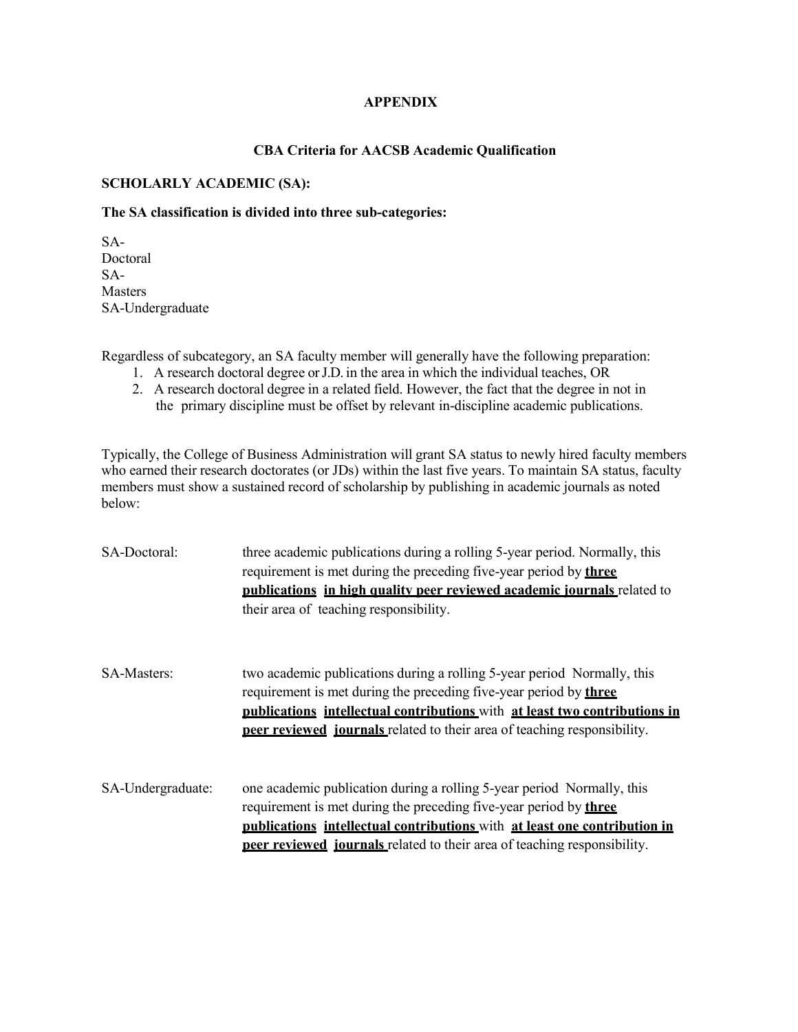# APPENDIX

## CBA Criteria for AACSB Academic Qualification

### SCHOLARLY ACADEMIC (SA):

**The SA classification is divided into three sub-categories:**

SA-Doctoral
SA-Masters
SA-Undergraduate

Regardless of subcategory, an SA faculty member will generally have the following preparation:

1. A research doctoral degree or J.D. in the area in which the individual teaches, OR
2. A research doctoral degree in a related field. However, the fact that the degree in not in the primary discipline must be offset by relevant in-discipline academic publications.

Typically, the College of Business Administration will grant SA status to newly hired faculty members who earned their research doctorates (or JDs) within the last five years. To maintain SA status, faculty members must show a sustained record of scholarship by publishing in academic journals as noted below:

SA-Doctoral: three academic publications during a rolling 5-year period. Normally, this requirement is met during the preceding five-year period by **three publications in high quality peer reviewed academic journals** related to their area of teaching responsibility.

SA-Masters: two academic publications during a rolling 5-year period Normally, this requirement is met during the preceding five-year period by **three publications intellectual contributions** with **at least two contributions in peer reviewed journals** related to their area of teaching responsibility.

SA-Undergraduate: one academic publication during a rolling 5-year period Normally, this requirement is met during the preceding five-year period by **three publications intellectual contributions** with **at least one contribution in peer reviewed journals** related to their area of teaching responsibility.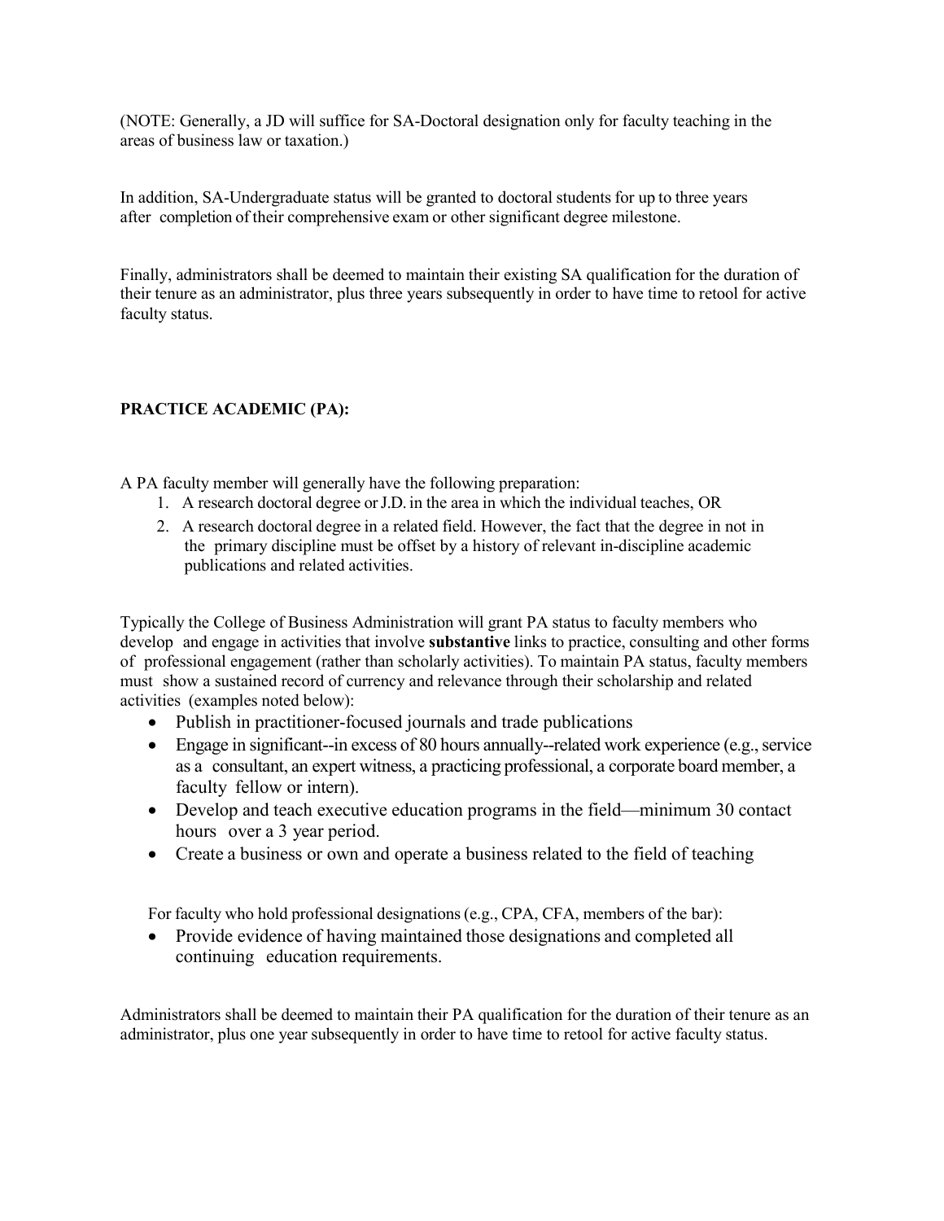(NOTE: Generally, a JD will suffice for SA-Doctoral designation only for faculty teaching in the areas of business law or taxation.)

In addition, SA-Undergraduate status will be granted to doctoral students for up to three years after completion of their comprehensive exam or other significant degree milestone.

Finally, administrators shall be deemed to maintain their existing SA qualification for the duration of their tenure as an administrator, plus three years subsequently in order to have time to retool for active faculty status.

**PRACTICE ACADEMIC (PA):**

A PA faculty member will generally have the following preparation:

1. A research doctoral degree or J.D. in the area in which the individual teaches, OR
2. A research doctoral degree in a related field. However, the fact that the degree in not in the primary discipline must be offset by a history of relevant in-discipline academic publications and related activities.

Typically the College of Business Administration will grant PA status to faculty members who develop and engage in activities that involve **substantive** links to practice, consulting and other forms of professional engagement (rather than scholarly activities). To maintain PA status, faculty members must show a sustained record of currency and relevance through their scholarship and related activities (examples noted below):

- Publish in practitioner-focused journals and trade publications
- Engage in significant--in excess of 80 hours annually--related work experience (e.g., service as a consultant, an expert witness, a practicing professional, a corporate board member, a faculty fellow or intern).
- Develop and teach executive education programs in the field—minimum 30 contact hours over a 3 year period.
- Create a business or own and operate a business related to the field of teaching

For faculty who hold professional designations (e.g., CPA, CFA, members of the bar):

- Provide evidence of having maintained those designations and completed all continuing education requirements.

Administrators shall be deemed to maintain their PA qualification for the duration of their tenure as an administrator, plus one year subsequently in order to have time to retool for active faculty status.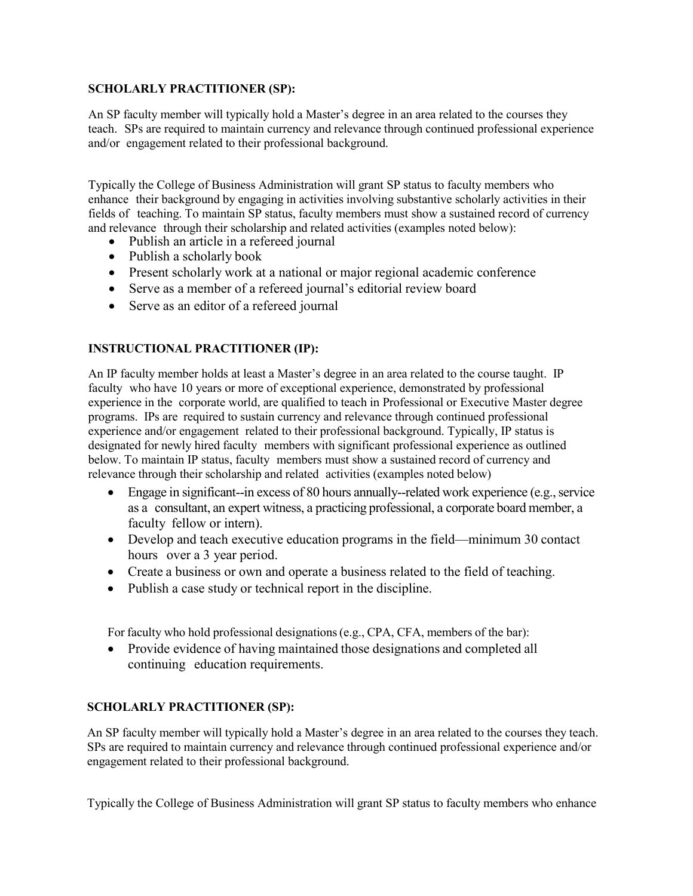**SCHOLARLY PRACTITIONER (SP):**

An SP faculty member will typically hold a Master's degree in an area related to the courses they teach. SPs are required to maintain currency and relevance through continued professional experience and/or engagement related to their professional background.

Typically the College of Business Administration will grant SP status to faculty members who enhance their background by engaging in activities involving substantive scholarly activities in their fields of teaching. To maintain SP status, faculty members must show a sustained record of currency and relevance through their scholarship and related activities (examples noted below):

- Publish an article in a refereed journal
- Publish a scholarly book
- Present scholarly work at a national or major regional academic conference
- Serve as a member of a refereed journal's editorial review board
- Serve as an editor of a refereed journal

**INSTRUCTIONAL PRACTITIONER (IP):**

An IP faculty member holds at least a Master's degree in an area related to the course taught. IP faculty who have 10 years or more of exceptional experience, demonstrated by professional experience in the corporate world, are qualified to teach in Professional or Executive Master degree programs. IPs are required to sustain currency and relevance through continued professional experience and/or engagement related to their professional background. Typically, IP status is designated for newly hired faculty members with significant professional experience as outlined below. To maintain IP status, faculty members must show a sustained record of currency and relevance through their scholarship and related activities (examples noted below)

- Engage in significant--in excess of 80 hours annually--related work experience (e.g., service as a consultant, an expert witness, a practicing professional, a corporate board member, a faculty fellow or intern).
- Develop and teach executive education programs in the field—minimum 30 contact hours over a 3 year period.
- Create a business or own and operate a business related to the field of teaching.
- Publish a case study or technical report in the discipline.

For faculty who hold professional designations (e.g., CPA, CFA, members of the bar):

- Provide evidence of having maintained those designations and completed all continuing education requirements.

**SCHOLARLY PRACTITIONER (SP):**

An SP faculty member will typically hold a Master's degree in an area related to the courses they teach. SPs are required to maintain currency and relevance through continued professional experience and/or engagement related to their professional background.

Typically the College of Business Administration will grant SP status to faculty members who enhance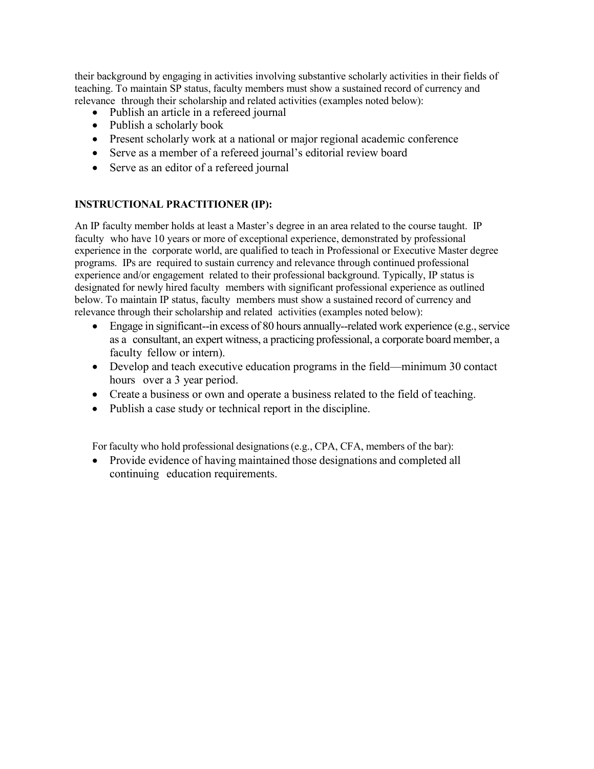their background by engaging in activities involving substantive scholarly activities in their fields of teaching. To maintain SP status, faculty members must show a sustained record of currency and relevance through their scholarship and related activities (examples noted below):

- Publish an article in a refereed journal
- Publish a scholarly book
- Present scholarly work at a national or major regional academic conference
- Serve as a member of a refereed journal's editorial review board
- Serve as an editor of a refereed journal

**INSTRUCTIONAL PRACTITIONER (IP):**

An IP faculty member holds at least a Master's degree in an area related to the course taught. IP faculty who have 10 years or more of exceptional experience, demonstrated by professional experience in the corporate world, are qualified to teach in Professional or Executive Master degree programs. IPs are required to sustain currency and relevance through continued professional experience and/or engagement related to their professional background. Typically, IP status is designated for newly hired faculty members with significant professional experience as outlined below. To maintain IP status, faculty members must show a sustained record of currency and relevance through their scholarship and related activities (examples noted below):

- Engage in significant--in excess of 80 hours annually--related work experience (e.g., service as a consultant, an expert witness, a practicing professional, a corporate board member, a faculty fellow or intern).
- Develop and teach executive education programs in the field—minimum 30 contact hours over a 3 year period.
- Create a business or own and operate a business related to the field of teaching.
- Publish a case study or technical report in the discipline.

For faculty who hold professional designations (e.g., CPA, CFA, members of the bar):

- Provide evidence of having maintained those designations and completed all continuing education requirements.